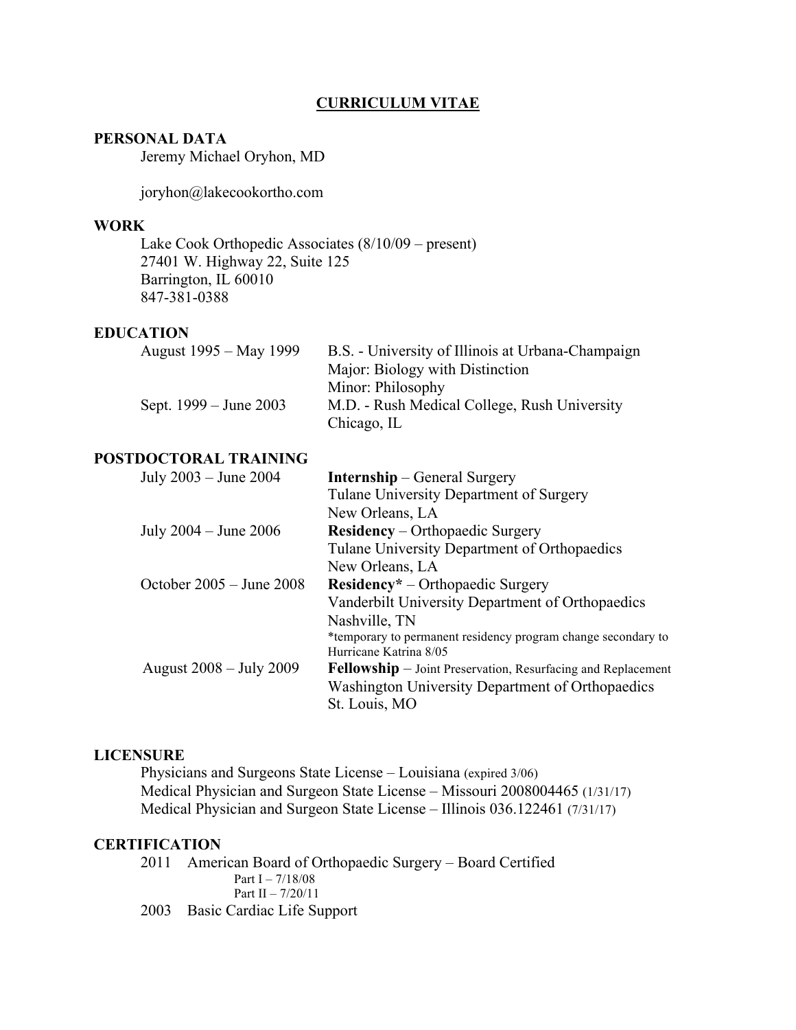# CURRICULUM VITAE

## PERSONAL DATA

Jeremy Michael Oryhon, MD

joryhon@lakecookortho.com

## WORK

Lake Cook Orthopedic Associates (8/10/09 – present)
27401 W. Highway 22, Suite 125
Barrington, IL 60010
847-381-0388

## EDUCATION

| | |
|---|---|
| August 1995 – May 1999 | B.S. - University of Illinois at Urbana-Champaign<br>Major: Biology with Distinction<br>Minor: Philosophy |
| Sept. 1999 – June 2003 | M.D. - Rush Medical College, Rush University<br>Chicago, IL |

## POSTDOCTORAL TRAINING

| | |
|---|---|
| July 2003 – June 2004 | **Internship** – General Surgery<br>Tulane University Department of Surgery<br>New Orleans, LA |
| July 2004 – June 2006 | **Residency** – Orthopaedic Surgery<br>Tulane University Department of Orthopaedics<br>New Orleans, LA |
| October 2005 – June 2008 | **Residency*** – Orthopaedic Surgery<br>Vanderbilt University Department of Orthopaedics<br>Nashville, TN<br>*temporary to permanent residency program change secondary to Hurricane Katrina 8/05 |
| August 2008 – July 2009 | **Fellowship** – Joint Preservation, Resurfacing and Replacement<br>Washington University Department of Orthopaedics<br>St. Louis, MO |

## LICENSURE

Physicians and Surgeons State License – Louisiana (expired 3/06)
Medical Physician and Surgeon State License – Missouri 2008004465 (1/31/17)
Medical Physician and Surgeon State License – Illinois 036.122461 (7/31/17)

## CERTIFICATION

2011 American Board of Orthopaedic Surgery – Board Certified
- Part I – 7/18/08
- Part II – 7/20/11

2003 Basic Cardiac Life Support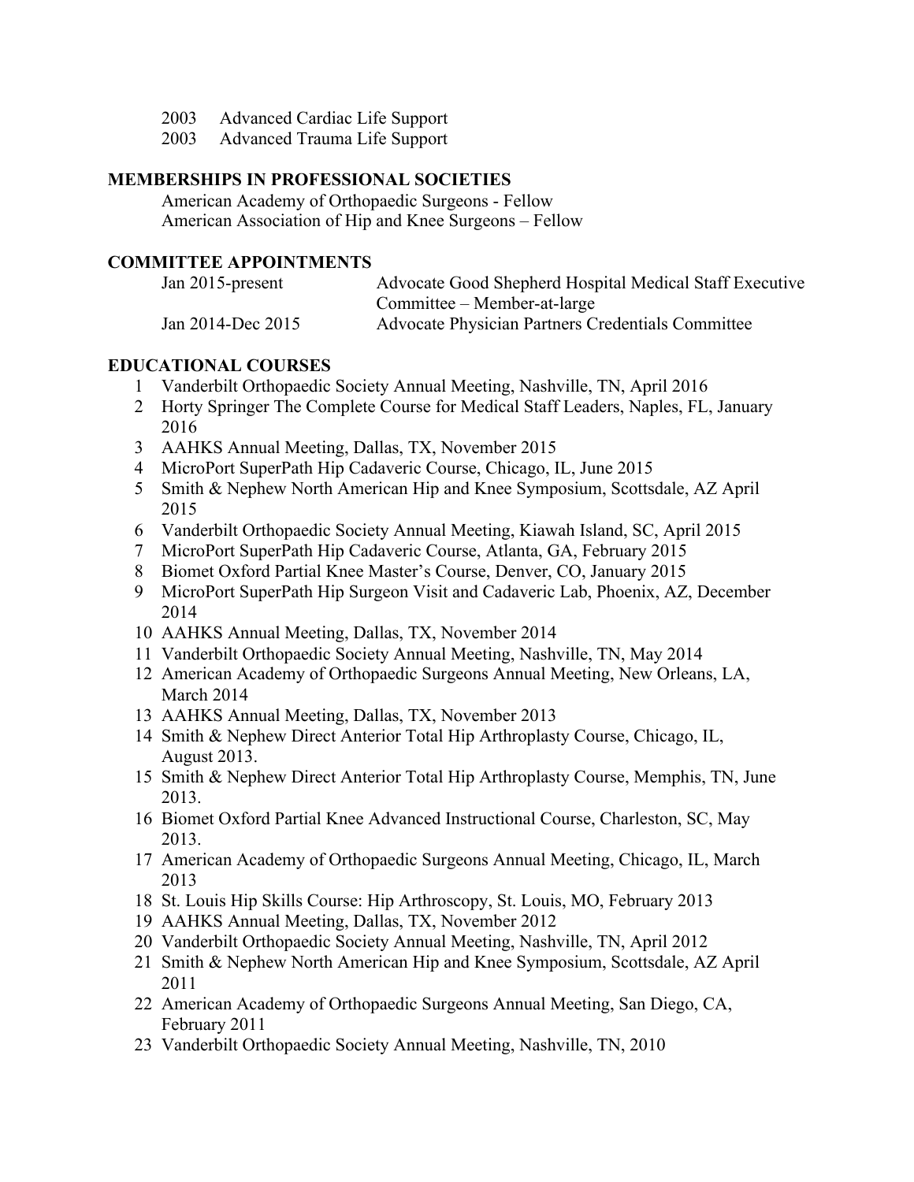2003 Advanced Cardiac Life Support
2003 Advanced Trauma Life Support

## MEMBERSHIPS IN PROFESSIONAL SOCIETIES

American Academy of Orthopaedic Surgeons - Fellow
American Association of Hip and Knee Surgeons – Fellow

## COMMITTEE APPOINTMENTS

| | |
|---|---|
| Jan 2015-present | Advocate Good Shepherd Hospital Medical Staff Executive Committee – Member-at-large |
| Jan 2014-Dec 2015 | Advocate Physician Partners Credentials Committee |

## EDUCATIONAL COURSES

1. Vanderbilt Orthopaedic Society Annual Meeting, Nashville, TN, April 2016
2. Horty Springer The Complete Course for Medical Staff Leaders, Naples, FL, January 2016
3. AAHKS Annual Meeting, Dallas, TX, November 2015
4. MicroPort SuperPath Hip Cadaveric Course, Chicago, IL, June 2015
5. Smith & Nephew North American Hip and Knee Symposium, Scottsdale, AZ April 2015
6. Vanderbilt Orthopaedic Society Annual Meeting, Kiawah Island, SC, April 2015
7. MicroPort SuperPath Hip Cadaveric Course, Atlanta, GA, February 2015
8. Biomet Oxford Partial Knee Master's Course, Denver, CO, January 2015
9. MicroPort SuperPath Hip Surgeon Visit and Cadaveric Lab, Phoenix, AZ, December 2014
10. AAHKS Annual Meeting, Dallas, TX, November 2014
11. Vanderbilt Orthopaedic Society Annual Meeting, Nashville, TN, May 2014
12. American Academy of Orthopaedic Surgeons Annual Meeting, New Orleans, LA, March 2014
13. AAHKS Annual Meeting, Dallas, TX, November 2013
14. Smith & Nephew Direct Anterior Total Hip Arthroplasty Course, Chicago, IL, August 2013.
15. Smith & Nephew Direct Anterior Total Hip Arthroplasty Course, Memphis, TN, June 2013.
16. Biomet Oxford Partial Knee Advanced Instructional Course, Charleston, SC, May 2013.
17. American Academy of Orthopaedic Surgeons Annual Meeting, Chicago, IL, March 2013
18. St. Louis Hip Skills Course: Hip Arthroscopy, St. Louis, MO, February 2013
19. AAHKS Annual Meeting, Dallas, TX, November 2012
20. Vanderbilt Orthopaedic Society Annual Meeting, Nashville, TN, April 2012
21. Smith & Nephew North American Hip and Knee Symposium, Scottsdale, AZ April 2011
22. American Academy of Orthopaedic Surgeons Annual Meeting, San Diego, CA, February 2011
23. Vanderbilt Orthopaedic Society Annual Meeting, Nashville, TN, 2010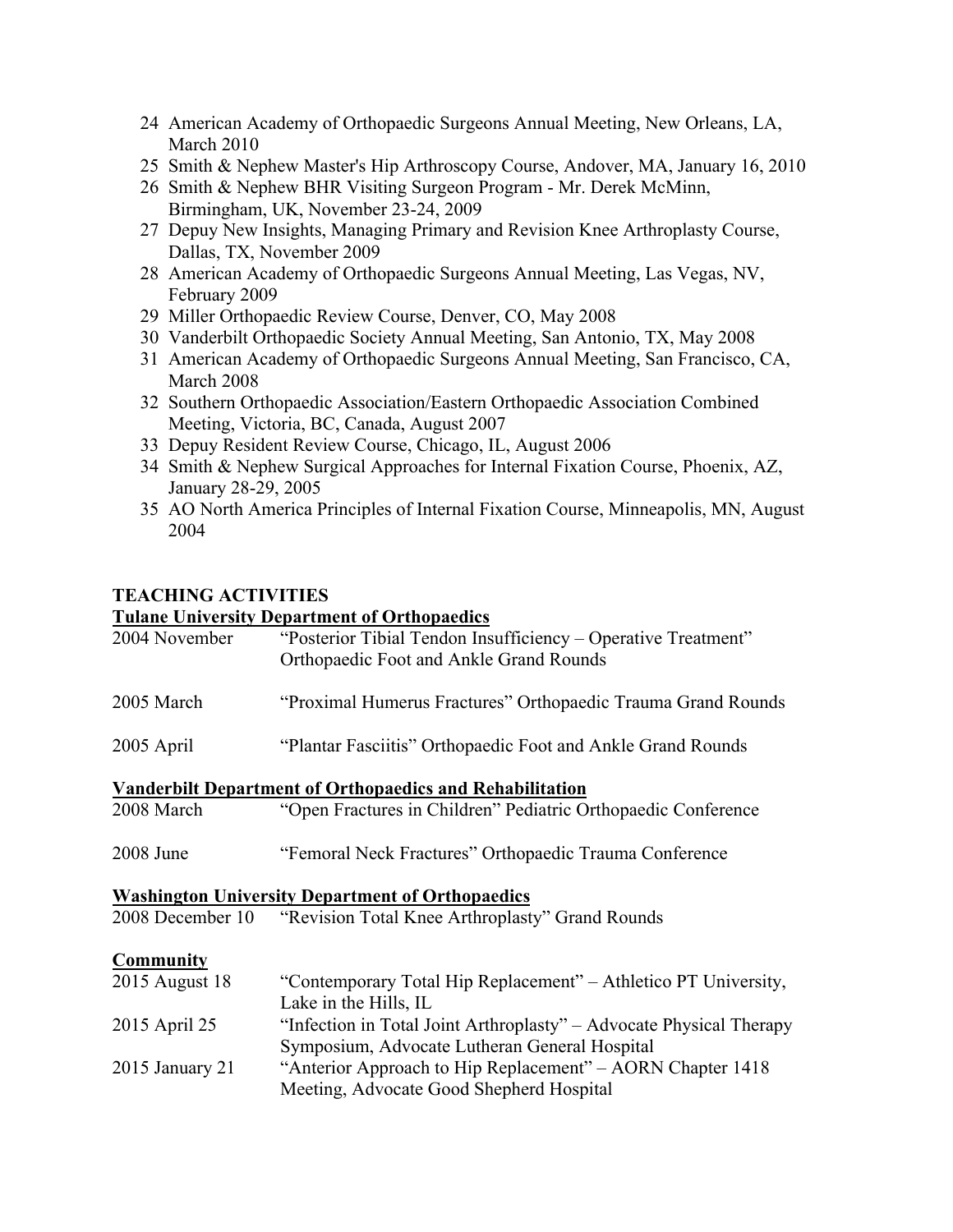24. American Academy of Orthopaedic Surgeons Annual Meeting, New Orleans, LA, March 2010
25. Smith & Nephew Master's Hip Arthroscopy Course, Andover, MA, January 16, 2010
26. Smith & Nephew BHR Visiting Surgeon Program - Mr. Derek McMinn, Birmingham, UK, November 23-24, 2009
27. Depuy New Insights, Managing Primary and Revision Knee Arthroplasty Course, Dallas, TX, November 2009
28. American Academy of Orthopaedic Surgeons Annual Meeting, Las Vegas, NV, February 2009
29. Miller Orthopaedic Review Course, Denver, CO, May 2008
30. Vanderbilt Orthopaedic Society Annual Meeting, San Antonio, TX, May 2008
31. American Academy of Orthopaedic Surgeons Annual Meeting, San Francisco, CA, March 2008
32. Southern Orthopaedic Association/Eastern Orthopaedic Association Combined Meeting, Victoria, BC, Canada, August 2007
33. Depuy Resident Review Course, Chicago, IL, August 2006
34. Smith & Nephew Surgical Approaches for Internal Fixation Course, Phoenix, AZ, January 28-29, 2005
35. AO North America Principles of Internal Fixation Course, Minneapolis, MN, August 2004

## TEACHING ACTIVITIES

**Tulane University Department of Orthopaedics**

| | |
|---|---|
| 2004 November | "Posterior Tibial Tendon Insufficiency – Operative Treatment" Orthopaedic Foot and Ankle Grand Rounds |
| 2005 March | "Proximal Humerus Fractures" Orthopaedic Trauma Grand Rounds |
| 2005 April | "Plantar Fasciitis" Orthopaedic Foot and Ankle Grand Rounds |

**Vanderbilt Department of Orthopaedics and Rehabilitation**

| | |
|---|---|
| 2008 March | "Open Fractures in Children" Pediatric Orthopaedic Conference |
| 2008 June | "Femoral Neck Fractures" Orthopaedic Trauma Conference |

**Washington University Department of Orthopaedics**

| | |
|---|---|
| 2008 December 10 | "Revision Total Knee Arthroplasty" Grand Rounds |

**Community**

| | |
|---|---|
| 2015 August 18 | "Contemporary Total Hip Replacement" – Athletico PT University, Lake in the Hills, IL |
| 2015 April 25 | "Infection in Total Joint Arthroplasty" – Advocate Physical Therapy Symposium, Advocate Lutheran General Hospital |
| 2015 January 21 | "Anterior Approach to Hip Replacement" – AORN Chapter 1418 Meeting, Advocate Good Shepherd Hospital |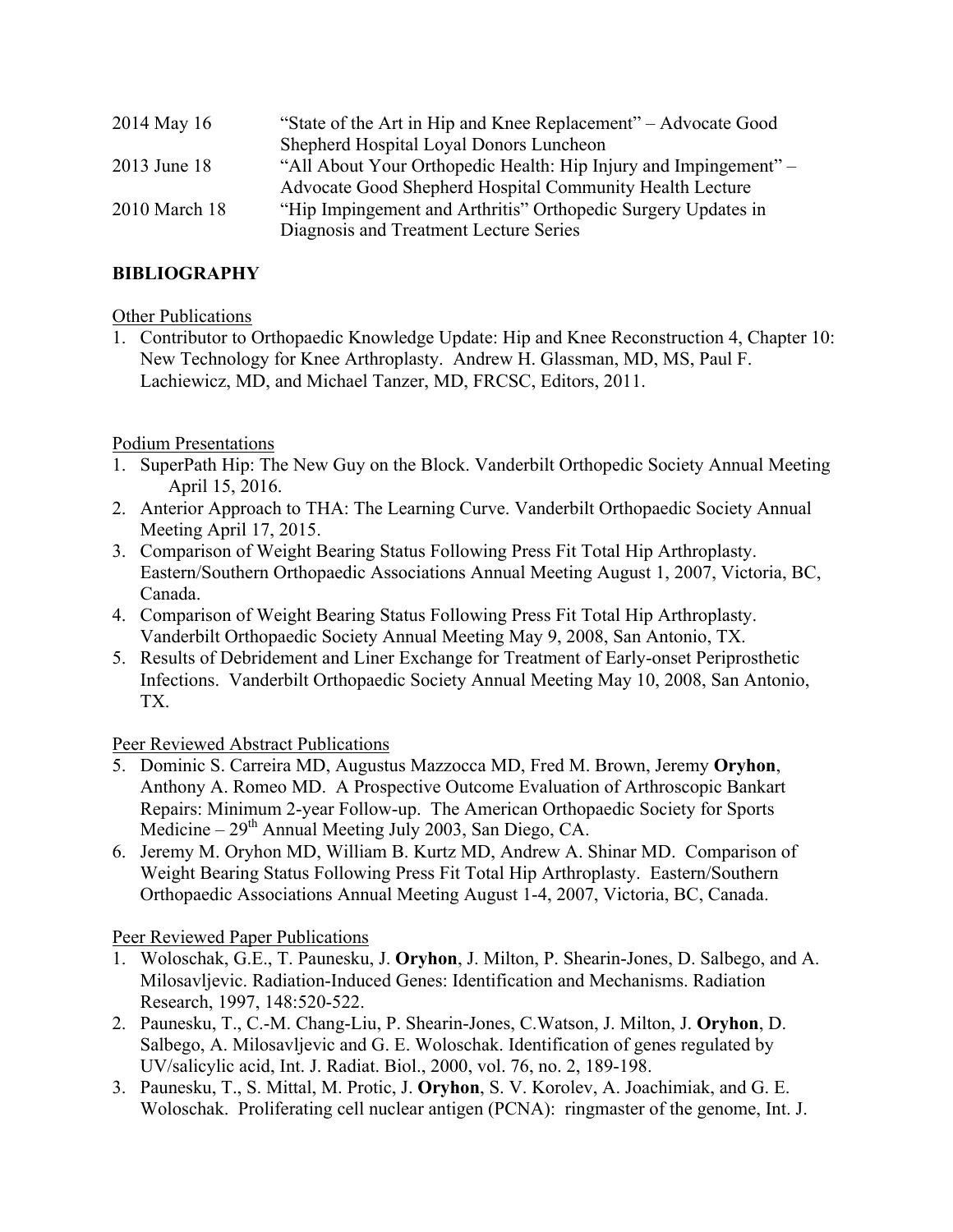| | |
|---|---|
| 2014 May 16 | "State of the Art in Hip and Knee Replacement" – Advocate Good Shepherd Hospital Loyal Donors Luncheon |
| 2013 June 18 | "All About Your Orthopedic Health: Hip Injury and Impingement" – Advocate Good Shepherd Hospital Community Health Lecture |
| 2010 March 18 | "Hip Impingement and Arthritis" Orthopedic Surgery Updates in Diagnosis and Treatment Lecture Series |

## BIBLIOGRAPHY

Other Publications

1. Contributor to Orthopaedic Knowledge Update: Hip and Knee Reconstruction 4, Chapter 10: New Technology for Knee Arthroplasty. Andrew H. Glassman, MD, MS, Paul F. Lachiewicz, MD, and Michael Tanzer, MD, FRCSC, Editors, 2011.

Podium Presentations

1. SuperPath Hip: The New Guy on the Block. Vanderbilt Orthopedic Society Annual Meeting April 15, 2016.
2. Anterior Approach to THA: The Learning Curve. Vanderbilt Orthopaedic Society Annual Meeting April 17, 2015.
3. Comparison of Weight Bearing Status Following Press Fit Total Hip Arthroplasty. Eastern/Southern Orthopaedic Associations Annual Meeting August 1, 2007, Victoria, BC, Canada.
4. Comparison of Weight Bearing Status Following Press Fit Total Hip Arthroplasty. Vanderbilt Orthopaedic Society Annual Meeting May 9, 2008, San Antonio, TX.
5. Results of Debridement and Liner Exchange for Treatment of Early-onset Periprosthetic Infections. Vanderbilt Orthopaedic Society Annual Meeting May 10, 2008, San Antonio, TX.

Peer Reviewed Abstract Publications

5. Dominic S. Carreira MD, Augustus Mazzocca MD, Fred M. Brown, Jeremy **Oryhon**, Anthony A. Romeo MD. A Prospective Outcome Evaluation of Arthroscopic Bankart Repairs: Minimum 2-year Follow-up. The American Orthopaedic Society for Sports Medicine – 29th Annual Meeting July 2003, San Diego, CA.
6. Jeremy M. Oryhon MD, William B. Kurtz MD, Andrew A. Shinar MD. Comparison of Weight Bearing Status Following Press Fit Total Hip Arthroplasty. Eastern/Southern Orthopaedic Associations Annual Meeting August 1-4, 2007, Victoria, BC, Canada.

Peer Reviewed Paper Publications

1. Woloschak, G.E., T. Paunesku, J. **Oryhon**, J. Milton, P. Shearin-Jones, D. Salbego, and A. Milosavljevic. Radiation-Induced Genes: Identification and Mechanisms. Radiation Research, 1997, 148:520-522.
2. Paunesku, T., C.-M. Chang-Liu, P. Shearin-Jones, C.Watson, J. Milton, J. **Oryhon**, D. Salbego, A. Milosavljevic and G. E. Woloschak. Identification of genes regulated by UV/salicylic acid, Int. J. Radiat. Biol., 2000, vol. 76, no. 2, 189-198.
3. Paunesku, T., S. Mittal, M. Protic, J. **Oryhon**, S. V. Korolev, A. Joachimiak, and G. E. Woloschak. Proliferating cell nuclear antigen (PCNA): ringmaster of the genome, Int. J.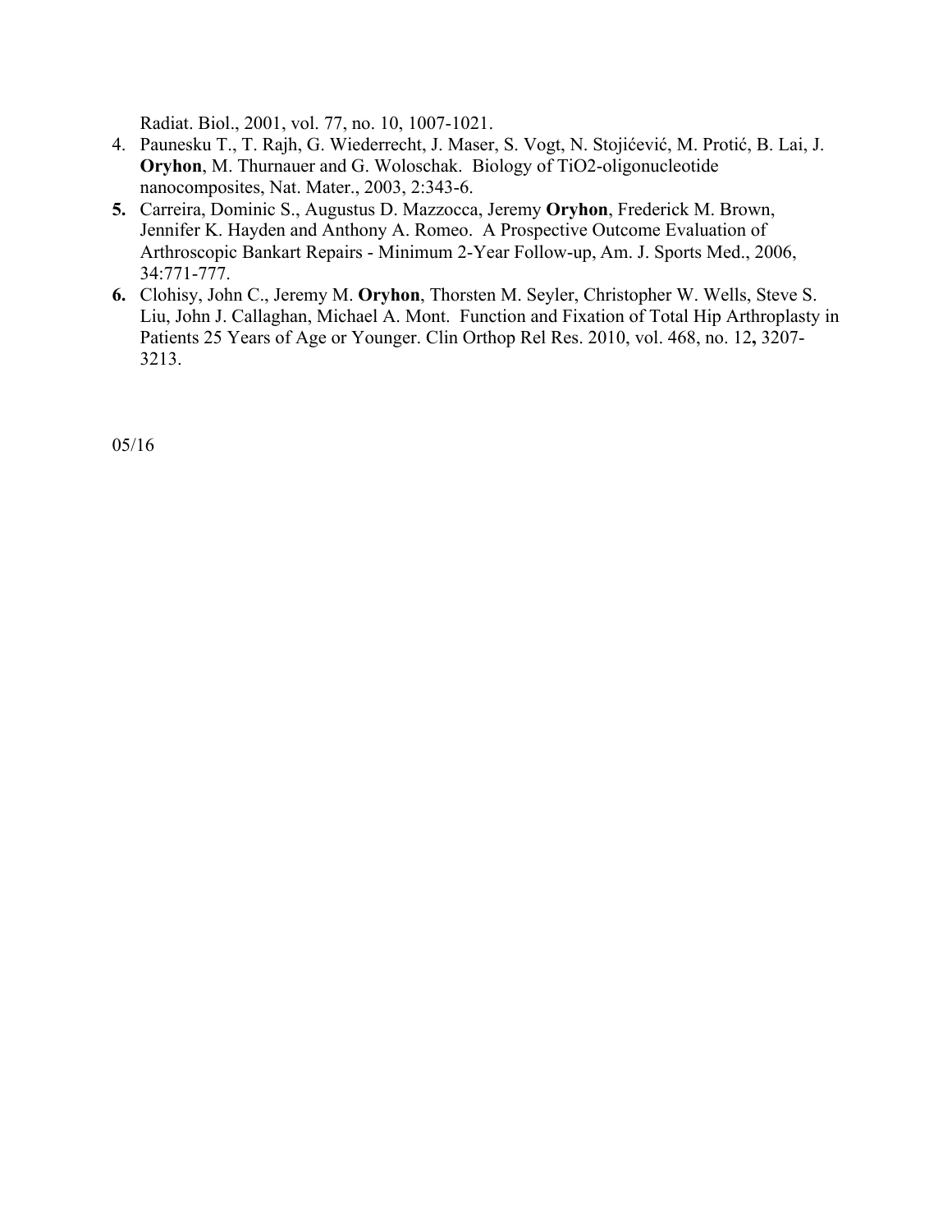Radiat. Biol., 2001, vol. 77, no. 10, 1007-1021.

4. Paunesku T., T. Rajh, G. Wiederrecht, J. Maser, S. Vogt, N. Stojićević, M. Protić, B. Lai, J. **Oryhon**, M. Thurnauer and G. Woloschak. Biology of TiO2-oligonucleotide nanocomposites, Nat. Mater., 2003, 2:343-6.
5. Carreira, Dominic S., Augustus D. Mazzocca, Jeremy **Oryhon**, Frederick M. Brown, Jennifer K. Hayden and Anthony A. Romeo. A Prospective Outcome Evaluation of Arthroscopic Bankart Repairs - Minimum 2-Year Follow-up, Am. J. Sports Med., 2006, 34:771-777.
6. Clohisy, John C., Jeremy M. **Oryhon**, Thorsten M. Seyler, Christopher W. Wells, Steve S. Liu, John J. Callaghan, Michael A. Mont. Function and Fixation of Total Hip Arthroplasty in Patients 25 Years of Age or Younger. Clin Orthop Rel Res. 2010, vol. 468, no. 12**,** 3207-3213.

05/16